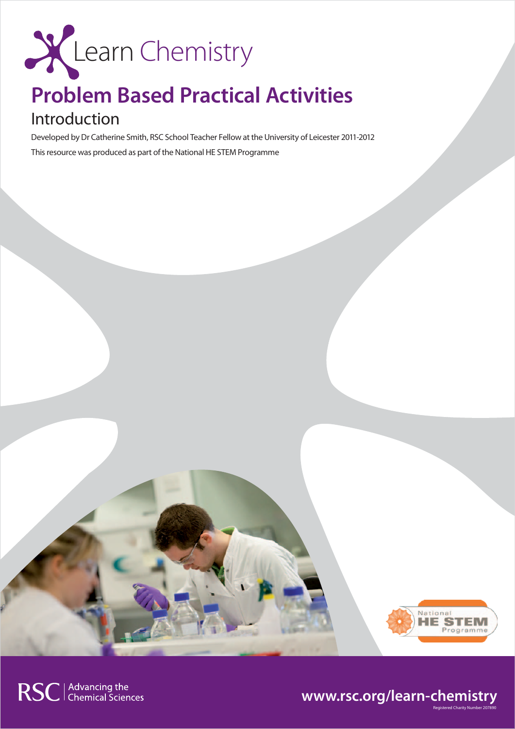Learn Chemistry

# Problem Based Practical Activities

## Introduction

Developed by Dr Catherine Smith, RSC School Teacher Fellow at the University of Leicester 2011-2012

This resource was produced as part of the National HE STEM Programme

National HE STEM Programme

RSC | Advancing the Chemical Sciences

www.rsc.org/learn-chemistry

Registered Charity Number 207890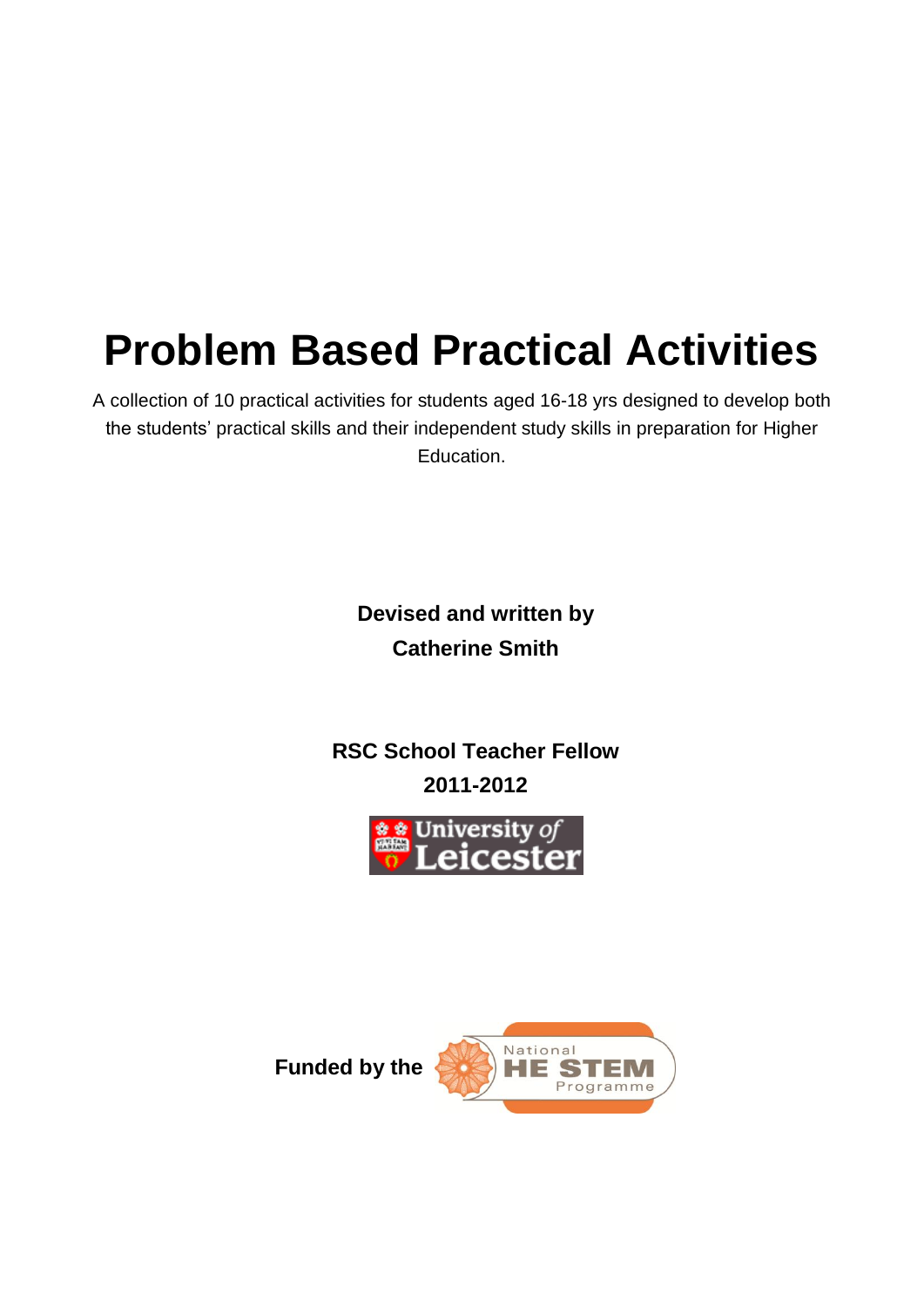# Problem Based Practical Activities

A collection of 10 practical activities for students aged 16-18 yrs designed to develop both the students' practical skills and their independent study skills in preparation for Higher Education.

**Devised and written by**
**Catherine Smith**

**RSC School Teacher Fellow**
**2011-2012**

University of Leicester

**Funded by the** National HE STEM Programme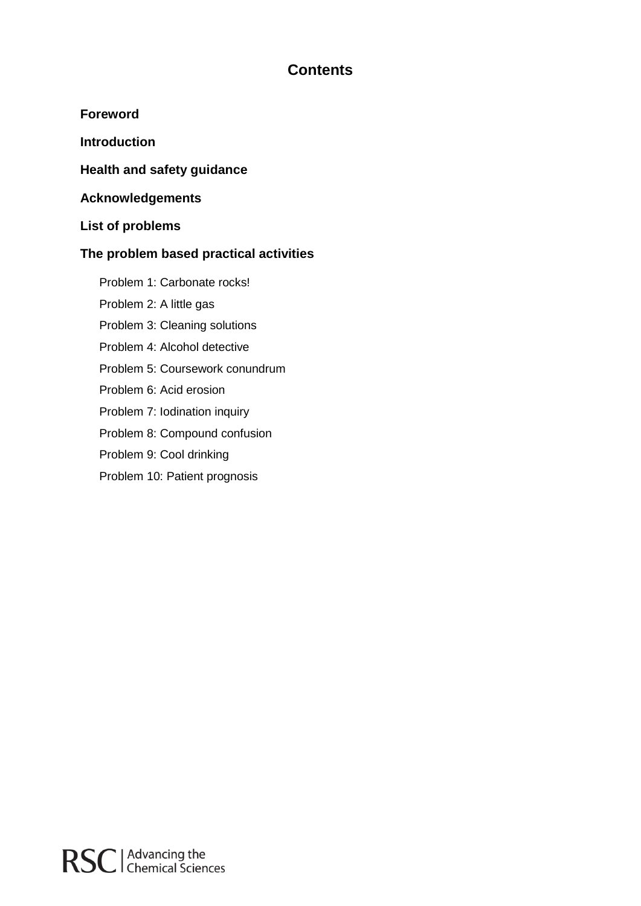# Contents

**Foreword**

**Introduction**

**Health and safety guidance**

**Acknowledgements**

**List of problems**

**The problem based practical activities**

- Problem 1: Carbonate rocks!
- Problem 2: A little gas
- Problem 3: Cleaning solutions
- Problem 4: Alcohol detective
- Problem 5: Coursework conundrum
- Problem 6: Acid erosion
- Problem 7: Iodination inquiry
- Problem 8: Compound confusion
- Problem 9: Cool drinking
- Problem 10: Patient prognosis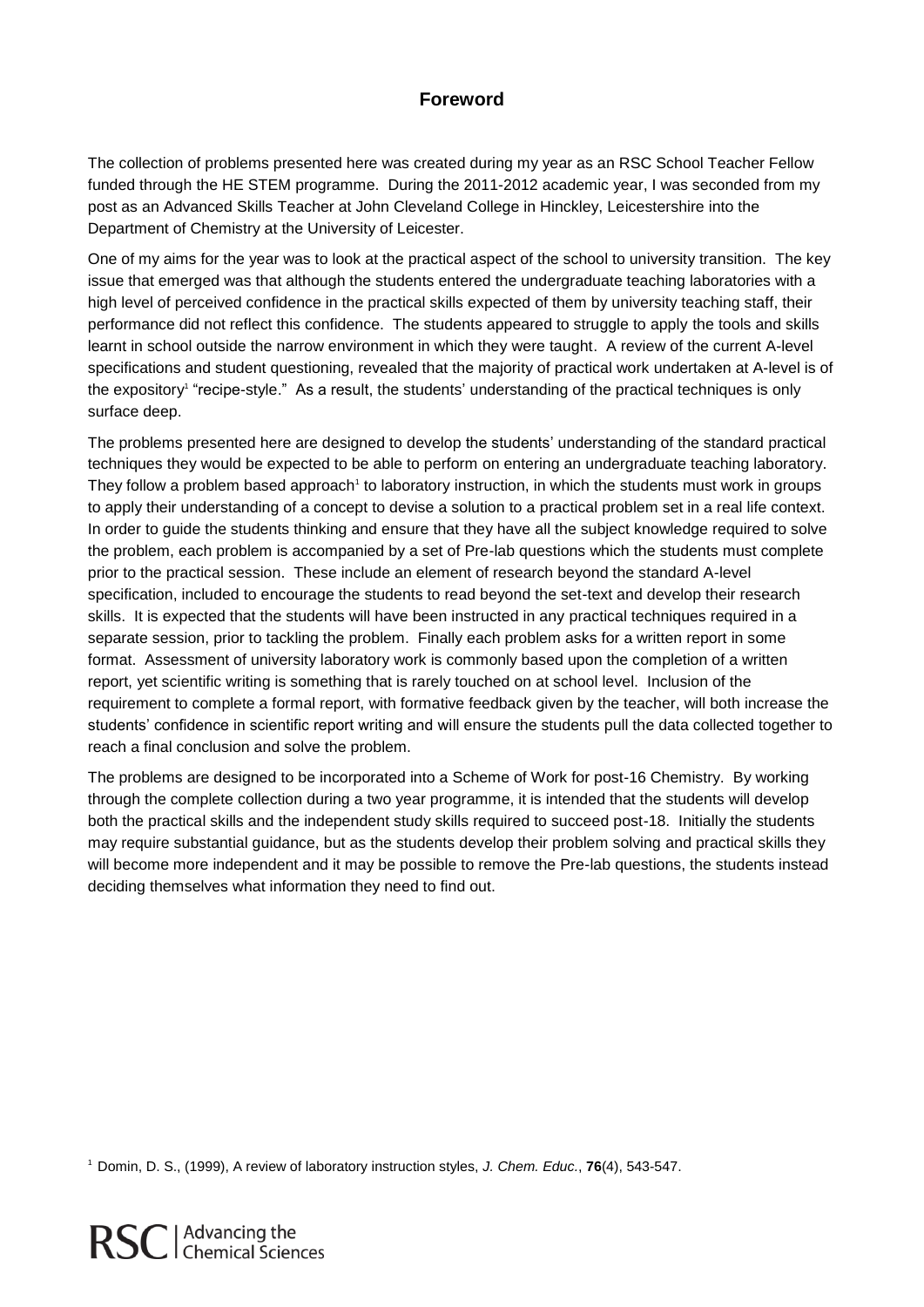## Foreword

The collection of problems presented here was created during my year as an RSC School Teacher Fellow funded through the HE STEM programme. During the 2011-2012 academic year, I was seconded from my post as an Advanced Skills Teacher at John Cleveland College in Hinckley, Leicestershire into the Department of Chemistry at the University of Leicester.

One of my aims for the year was to look at the practical aspect of the school to university transition. The key issue that emerged was that although the students entered the undergraduate teaching laboratories with a high level of perceived confidence in the practical skills expected of them by university teaching staff, their performance did not reflect this confidence. The students appeared to struggle to apply the tools and skills learnt in school outside the narrow environment in which they were taught. A review of the current A-level specifications and student questioning, revealed that the majority of practical work undertaken at A-level is of the expository[1] "recipe-style." As a result, the students' understanding of the practical techniques is only surface deep.

The problems presented here are designed to develop the students' understanding of the standard practical techniques they would be expected to be able to perform on entering an undergraduate teaching laboratory. They follow a problem based approach[1] to laboratory instruction, in which the students must work in groups to apply their understanding of a concept to devise a solution to a practical problem set in a real life context. In order to guide the students thinking and ensure that they have all the subject knowledge required to solve the problem, each problem is accompanied by a set of Pre-lab questions which the students must complete prior to the practical session. These include an element of research beyond the standard A-level specification, included to encourage the students to read beyond the set-text and develop their research skills. It is expected that the students will have been instructed in any practical techniques required in a separate session, prior to tackling the problem. Finally each problem asks for a written report in some format. Assessment of university laboratory work is commonly based upon the completion of a written report, yet scientific writing is something that is rarely touched on at school level. Inclusion of the requirement to complete a formal report, with formative feedback given by the teacher, will both increase the students' confidence in scientific report writing and will ensure the students pull the data collected together to reach a final conclusion and solve the problem.

The problems are designed to be incorporated into a Scheme of Work for post-16 Chemistry. By working through the complete collection during a two year programme, it is intended that the students will develop both the practical skills and the independent study skills required to succeed post-18. Initially the students may require substantial guidance, but as the students develop their problem solving and practical skills they will become more independent and it may be possible to remove the Pre-lab questions, the students instead deciding themselves what information they need to find out.

[1] Domin, D. S., (1999), A review of laboratory instruction styles, *J. Chem. Educ.*, **76**(4), 543-547.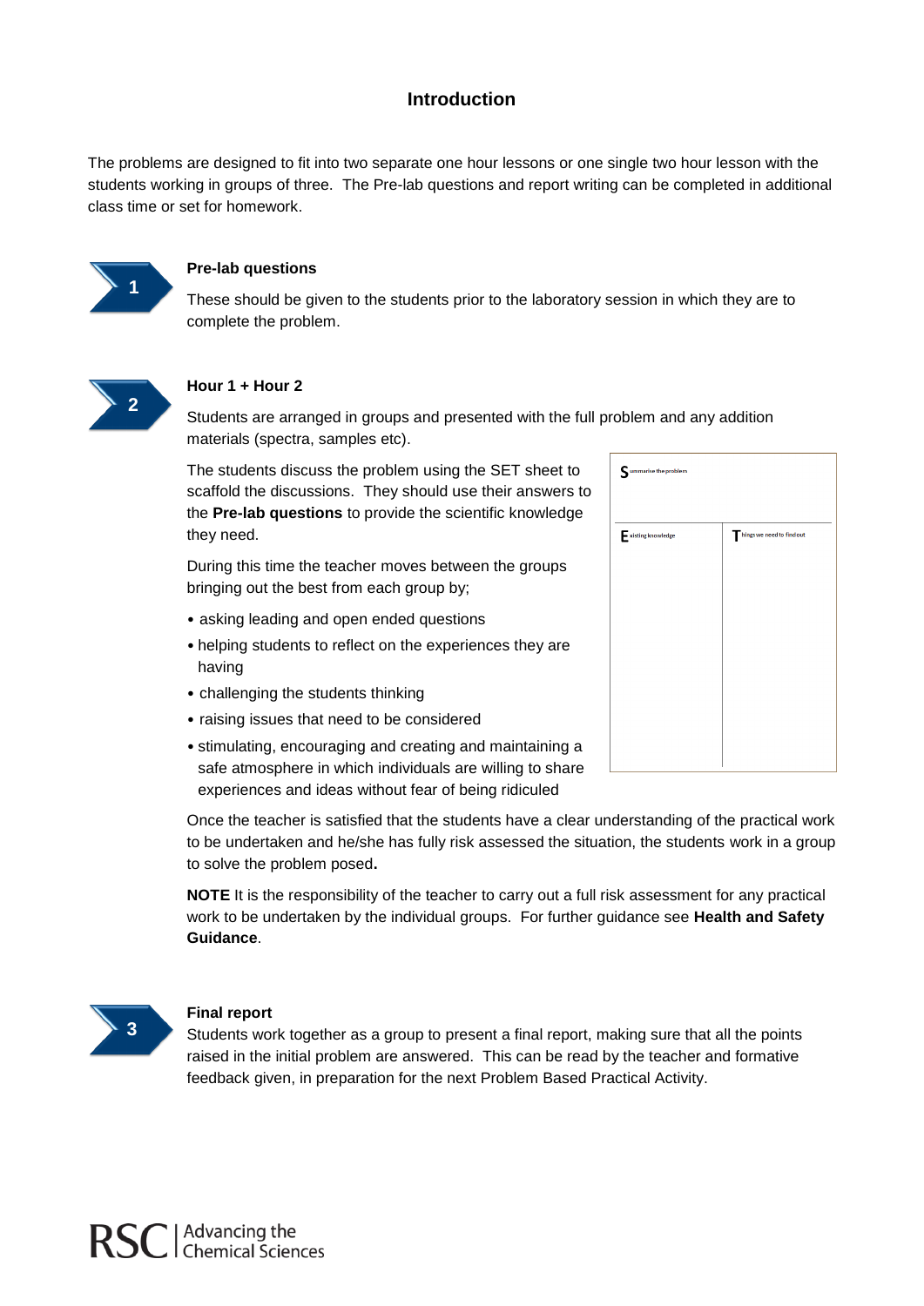## Introduction

The problems are designed to fit into two separate one hour lessons or one single two hour lesson with the students working in groups of three. The Pre-lab questions and report writing can be completed in additional class time or set for homework.

1

### Pre-lab questions

These should be given to the students prior to the laboratory session in which they are to complete the problem.

2

### Hour 1 + Hour 2

Students are arranged in groups and presented with the full problem and any addition materials (spectra, samples etc).

The students discuss the problem using the SET sheet to scaffold the discussions. They should use their answers to the **Pre-lab questions** to provide the scientific knowledge they need.

| Summarise the problem | |
|---|---|
| Existing knowledge | Things we need to find out |

During this time the teacher moves between the groups bringing out the best from each group by;

- asking leading and open ended questions
- helping students to reflect on the experiences they are having
- challenging the students thinking
- raising issues that need to be considered
- stimulating, encouraging and creating and maintaining a safe atmosphere in which individuals are willing to share experiences and ideas without fear of being ridiculed

Once the teacher is satisfied that the students have a clear understanding of the practical work to be undertaken and he/she has fully risk assessed the situation, the students work in a group to solve the problem posed**.**

**NOTE** It is the responsibility of the teacher to carry out a full risk assessment for any practical work to be undertaken by the individual groups. For further guidance see **Health and Safety Guidance**.

3

### Final report

Students work together as a group to present a final report, making sure that all the points raised in the initial problem are answered. This can be read by the teacher and formative feedback given, in preparation for the next Problem Based Practical Activity.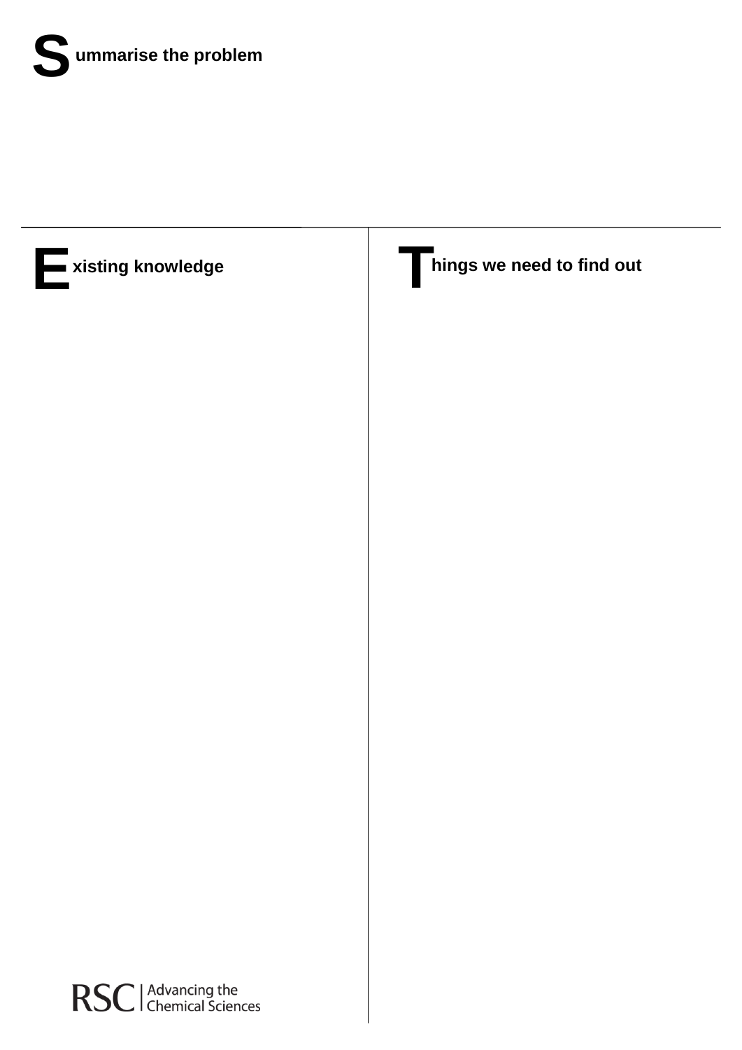## Summarise the problem

## Existing knowledge

## Things we need to find out

RSC | Advancing the Chemical Sciences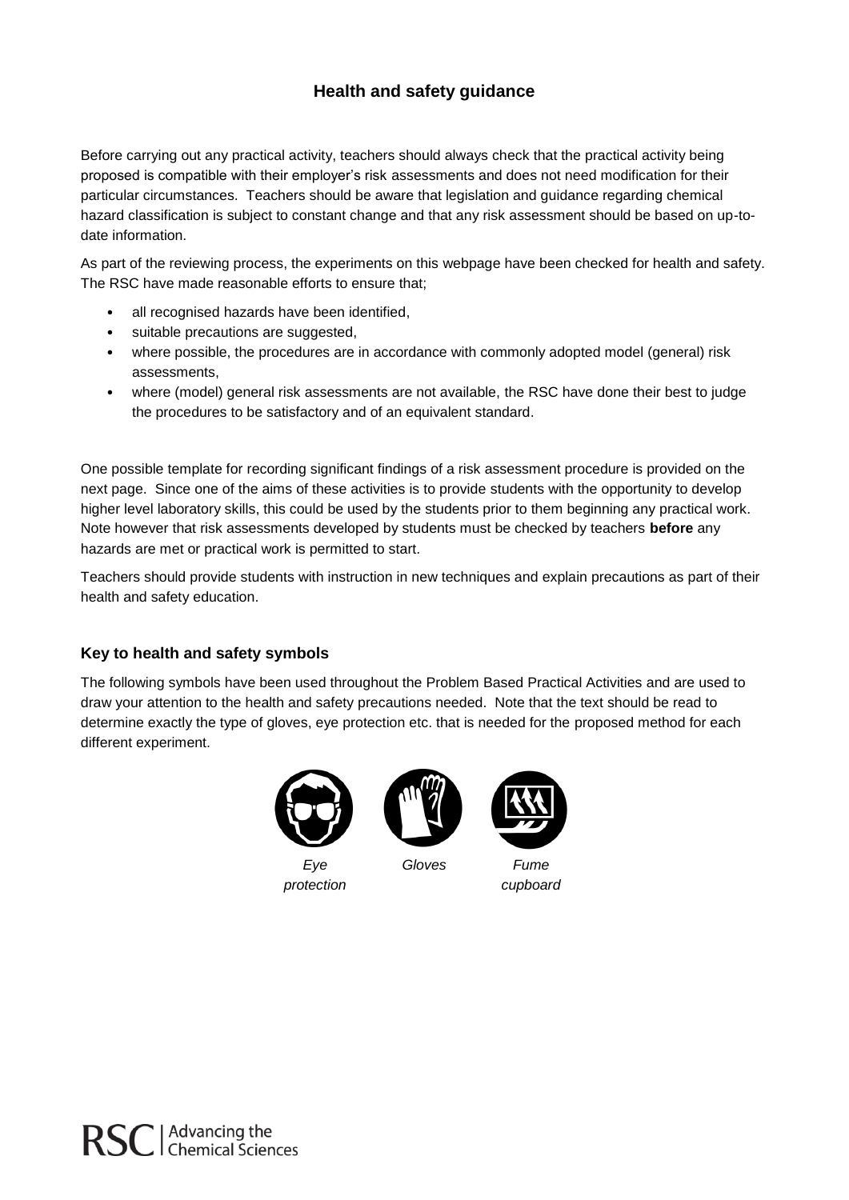## Health and safety guidance

Before carrying out any practical activity, teachers should always check that the practical activity being proposed is compatible with their employer's risk assessments and does not need modification for their particular circumstances. Teachers should be aware that legislation and guidance regarding chemical hazard classification is subject to constant change and that any risk assessment should be based on up-to-date information.

As part of the reviewing process, the experiments on this webpage have been checked for health and safety. The RSC have made reasonable efforts to ensure that;

- all recognised hazards have been identified,
- suitable precautions are suggested,
- where possible, the procedures are in accordance with commonly adopted model (general) risk assessments,
- where (model) general risk assessments are not available, the RSC have done their best to judge the procedures to be satisfactory and of an equivalent standard.

One possible template for recording significant findings of a risk assessment procedure is provided on the next page. Since one of the aims of these activities is to provide students with the opportunity to develop higher level laboratory skills, this could be used by the students prior to them beginning any practical work. Note however that risk assessments developed by students must be checked by teachers **before** any hazards are met or practical work is permitted to start.

Teachers should provide students with instruction in new techniques and explain precautions as part of their health and safety education.

### Key to health and safety symbols

The following symbols have been used throughout the Problem Based Practical Activities and are used to draw your attention to the health and safety precautions needed. Note that the text should be read to determine exactly the type of gloves, eye protection etc. that is needed for the proposed method for each different experiment.

*Eye protection* *Gloves* *Fume cupboard*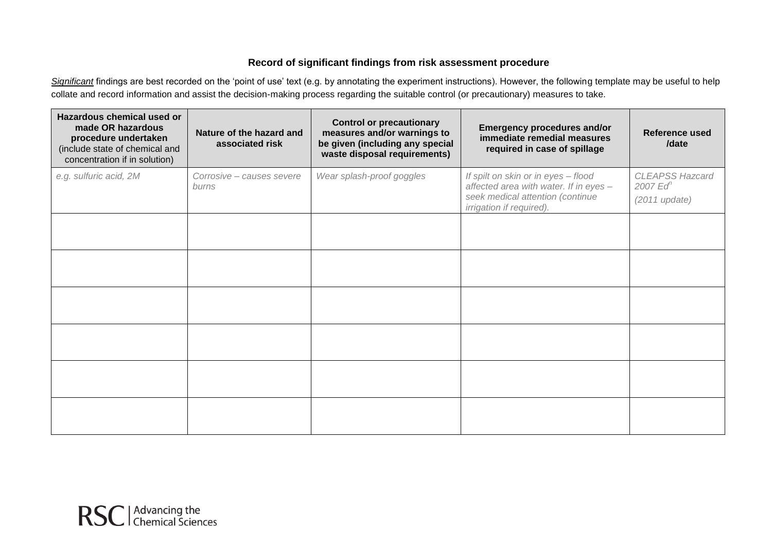### Record of significant findings from risk assessment procedure

*Significant* findings are best recorded on the 'point of use' text (e.g. by annotating the experiment instructions). However, the following template may be useful to help collate and record information and assist the decision-making process regarding the suitable control (or precautionary) measures to take.

| **Hazardous chemical used or made OR hazardous procedure undertaken** (include state of chemical and concentration if in solution) | **Nature of the hazard and associated risk** | **Control or precautionary measures and/or warnings to be given (including any special waste disposal requirements)** | **Emergency procedures and/or immediate remedial measures required in case of spillage** | **Reference used /date** |
|---|---|---|---|---|
| *e.g. sulfuric acid, 2M* | *Corrosive – causes severe burns* | *Wear splash-proof goggles* | *If spilt on skin or in eyes – flood affected area with water. If in eyes – seek medical attention (continue irrigation if required).* | *CLEAPSS Hazcard 2007 Ed$^n$ (2011 update)* |
| | | | | |
| | | | | |
| | | | | |
| | | | | |
| | | | | |
| | | | | |

RSC | Advancing the Chemical Sciences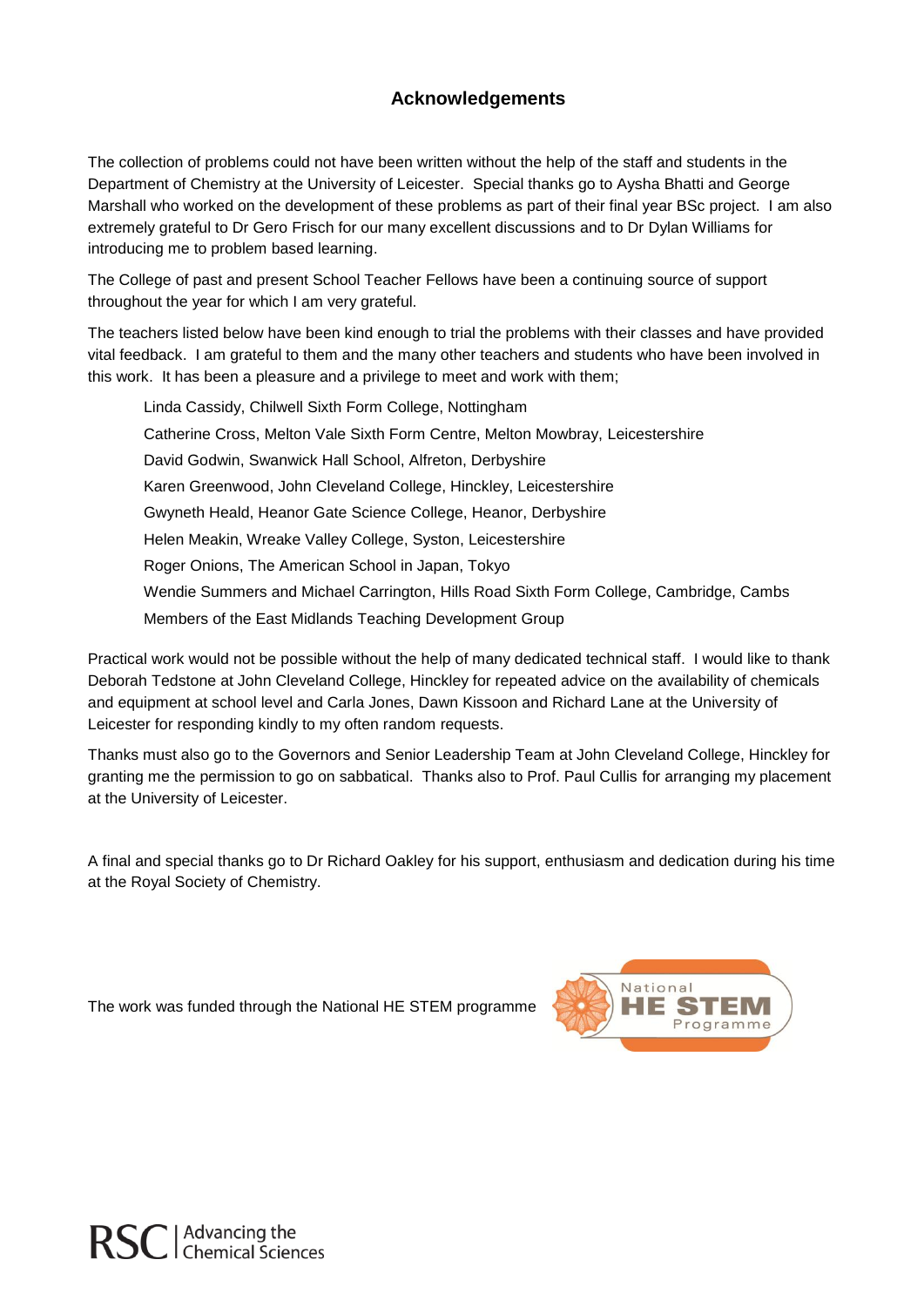## Acknowledgements

The collection of problems could not have been written without the help of the staff and students in the Department of Chemistry at the University of Leicester. Special thanks go to Aysha Bhatti and George Marshall who worked on the development of these problems as part of their final year BSc project. I am also extremely grateful to Dr Gero Frisch for our many excellent discussions and to Dr Dylan Williams for introducing me to problem based learning.

The College of past and present School Teacher Fellows have been a continuing source of support throughout the year for which I am very grateful.

The teachers listed below have been kind enough to trial the problems with their classes and have provided vital feedback. I am grateful to them and the many other teachers and students who have been involved in this work. It has been a pleasure and a privilege to meet and work with them;

Linda Cassidy, Chilwell Sixth Form College, Nottingham

Catherine Cross, Melton Vale Sixth Form Centre, Melton Mowbray, Leicestershire

David Godwin, Swanwick Hall School, Alfreton, Derbyshire

Karen Greenwood, John Cleveland College, Hinckley, Leicestershire

Gwyneth Heald, Heanor Gate Science College, Heanor, Derbyshire

Helen Meakin, Wreake Valley College, Syston, Leicestershire

Roger Onions, The American School in Japan, Tokyo

Wendie Summers and Michael Carrington, Hills Road Sixth Form College, Cambridge, Cambs

Members of the East Midlands Teaching Development Group

Practical work would not be possible without the help of many dedicated technical staff. I would like to thank Deborah Tedstone at John Cleveland College, Hinckley for repeated advice on the availability of chemicals and equipment at school level and Carla Jones, Dawn Kissoon and Richard Lane at the University of Leicester for responding kindly to my often random requests.

Thanks must also go to the Governors and Senior Leadership Team at John Cleveland College, Hinckley for granting me the permission to go on sabbatical. Thanks also to Prof. Paul Cullis for arranging my placement at the University of Leicester.

A final and special thanks go to Dr Richard Oakley for his support, enthusiasm and dedication during his time at the Royal Society of Chemistry.

The work was funded through the National HE STEM programme

National HE STEM Programme

RSC | Advancing the Chemical Sciences